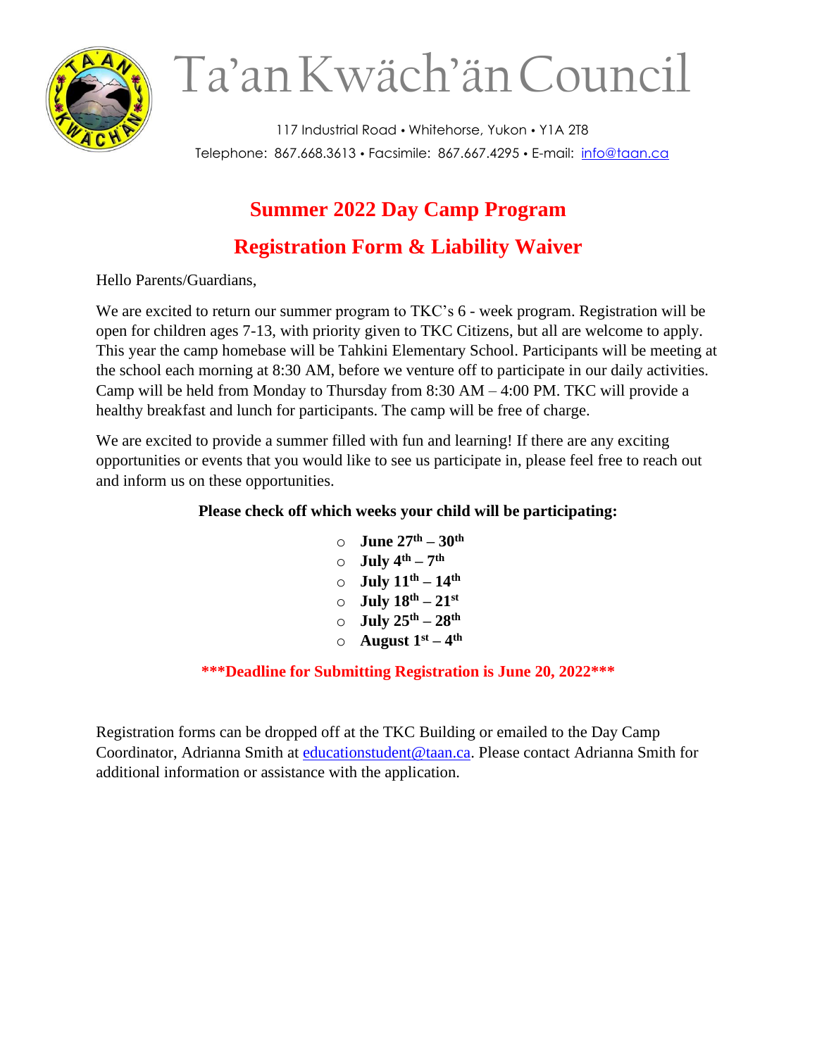# Ta'an Kwäch'än Council

117 Industrial Road • Whitehorse, Yukon • Y1A 2T8

Telephone: 867.668.3613 • Facsimile: 867.667.4295 • E-mail: info@taan.ca

## Summer 2022 Day Camp Program

## Registration Form & Liability Waiver

Hello Parents/Guardians,

We are excited to return our summer program to TKC's 6 - week program. Registration will be open for children ages 7-13, with priority given to TKC Citizens, but all are welcome to apply. This year the camp homebase will be Tahkini Elementary School. Participants will be meeting at the school each morning at 8:30 AM, before we venture off to participate in our daily activities. Camp will be held from Monday to Thursday from 8:30 AM – 4:00 PM. TKC will provide a healthy breakfast and lunch for participants. The camp will be free of charge.

We are excited to provide a summer filled with fun and learning! If there are any exciting opportunities or events that you would like to see us participate in, please feel free to reach out and inform us on these opportunities.

**Please check off which weeks your child will be participating:**

- ○ **June 27th – 30th**
- ○ **July 4th – 7th**
- ○ **July 11th – 14th**
- ○ **July 18th – 21st**
- ○ **July 25th – 28th**
- ○ **August 1st – 4th**

**\*\*\*Deadline for Submitting Registration is June 20, 2022\*\*\***

Registration forms can be dropped off at the TKC Building or emailed to the Day Camp Coordinator, Adrianna Smith at educationstudent@taan.ca. Please contact Adrianna Smith for additional information or assistance with the application.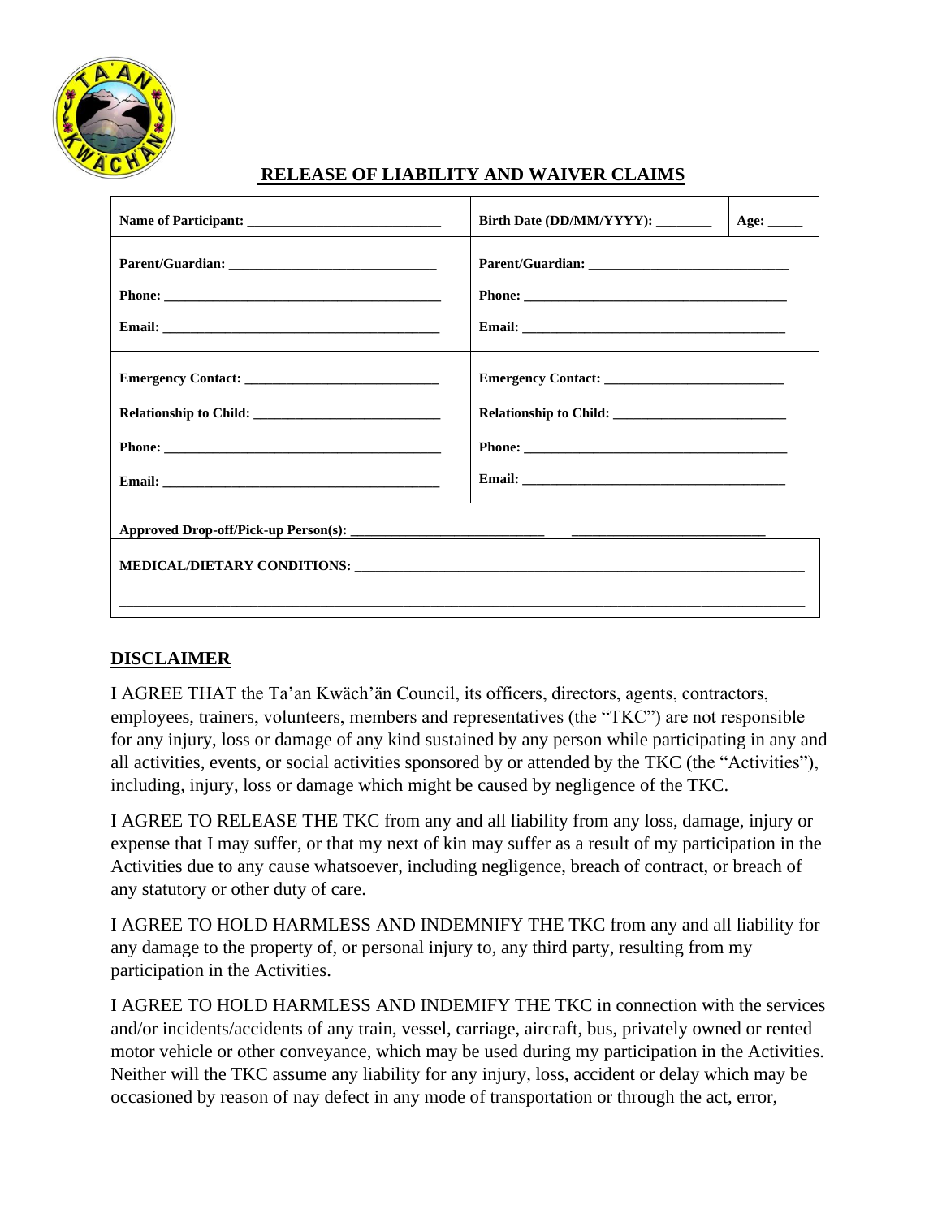# RELEASE OF LIABILITY AND WAIVER CLAIMS

| Name of Participant: ___________________________ | Birth Date (DD/MM/YYYY): ________ | Age: _____ |
|---|---|---|
| Parent/Guardian: _____________________________<br>Phone: ______________________________________<br>Email: ______________________________________ | Parent/Guardian: ____________________________<br>Phone: _____________________________________<br>Email: _____________________________________ | |
| Emergency Contact: ___________________________<br>Relationship to Child: _________________________<br>Phone: ______________________________________<br>Email: ______________________________________ | Emergency Contact: _________________________<br>Relationship to Child: _______________________<br>Phone: _____________________________________<br>Email: _____________________________________ | |
| Approved Drop-off/Pick-up Person(s): ___________________________ ___________________________ | | |
| MEDICAL/DIETARY CONDITIONS: _______________________________________________________________<br>__________________________________________________________________________________________ | | |

## DISCLAIMER

I AGREE THAT the Ta'an Kwäch'än Council, its officers, directors, agents, contractors, employees, trainers, volunteers, members and representatives (the "TKC") are not responsible for any injury, loss or damage of any kind sustained by any person while participating in any and all activities, events, or social activities sponsored by or attended by the TKC (the "Activities"), including, injury, loss or damage which might be caused by negligence of the TKC.

I AGREE TO RELEASE THE TKC from any and all liability from any loss, damage, injury or expense that I may suffer, or that my next of kin may suffer as a result of my participation in the Activities due to any cause whatsoever, including negligence, breach of contract, or breach of any statutory or other duty of care.

I AGREE TO HOLD HARMLESS AND INDEMNIFY THE TKC from any and all liability for any damage to the property of, or personal injury to, any third party, resulting from my participation in the Activities.

I AGREE TO HOLD HARMLESS AND INDEMIFY THE TKC in connection with the services and/or incidents/accidents of any train, vessel, carriage, aircraft, bus, privately owned or rented motor vehicle or other conveyance, which may be used during my participation in the Activities. Neither will the TKC assume any liability for any injury, loss, accident or delay which may be occasioned by reason of nay defect in any mode of transportation or through the act, error,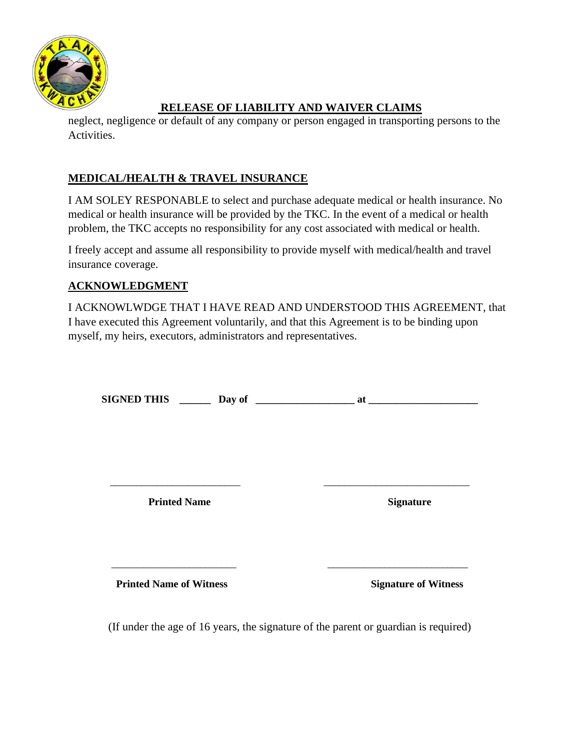**RELEASE OF LIABILITY AND WAIVER CLAIMS**

neglect, negligence or default of any company or person engaged in transporting persons to the Activities.

## MEDICAL/HEALTH & TRAVEL INSURANCE

I AM SOLEY RESPONABLE to select and purchase adequate medical or health insurance. No medical or health insurance will be provided by the TKC. In the event of a medical or health problem, the TKC accepts no responsibility for any cost associated with medical or health.

I freely accept and assume all responsibility to provide myself with medical/health and travel insurance coverage.

## ACKNOWLEDGMENT

I ACKNOWLWDGE THAT I HAVE READ AND UNDERSTOOD THIS AGREEMENT, that I have executed this Agreement voluntarily, and that this Agreement is to be binding upon myself, my heirs, executors, administrators and representatives.

**SIGNED THIS ______ Day of ___________________ at _____________________**

________________________ ___________________________

**Printed Name** **Signature**

________________________ ___________________________

**Printed Name of Witness** **Signature of Witness**

(If under the age of 16 years, the signature of the parent or guardian is required)